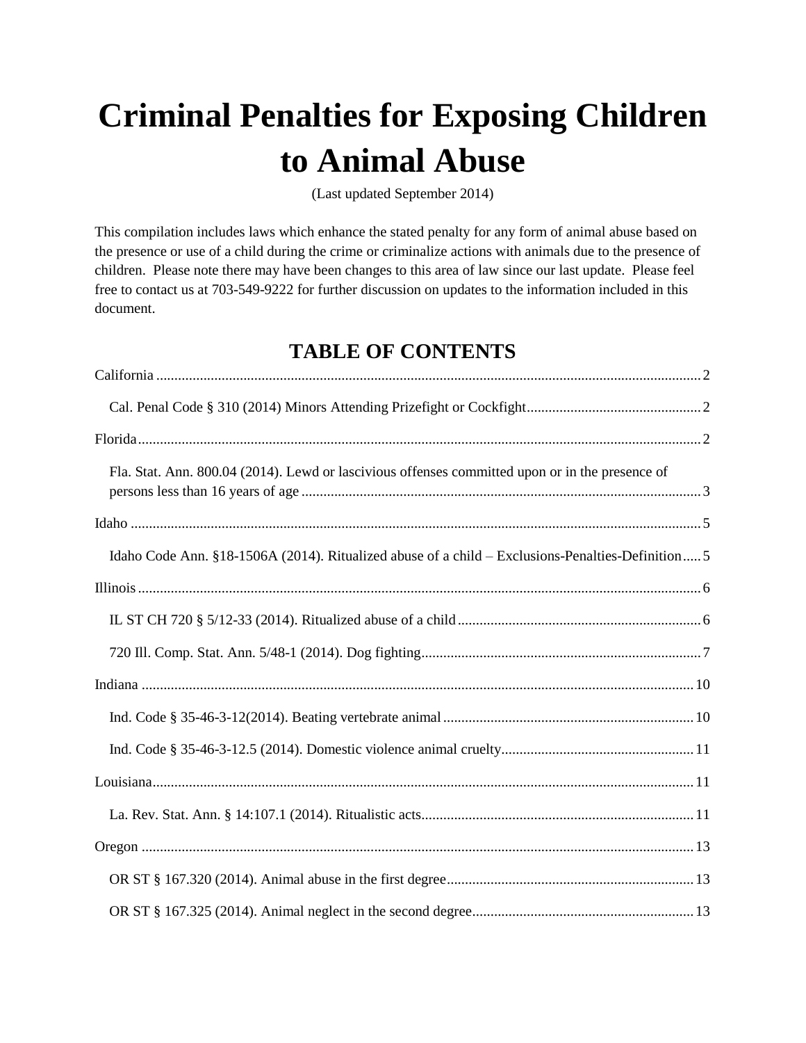# Criminal Penalties for Exposing Children to Animal Abuse

(Last updated September 2014)

This compilation includes laws which enhance the stated penalty for any form of animal abuse based on the presence or use of a child during the crime or criminalize actions with animals due to the presence of children. Please note there may have been changes to this area of law since our last update. Please feel free to contact us at 703-549-9222 for further discussion on updates to the information included in this document.

## TABLE OF CONTENTS

California .......... 2

- Cal. Penal Code § 310 (2014) Minors Attending Prizefight or Cockfight .......... 2

Florida .......... 2

- Fla. Stat. Ann. 800.04 (2014). Lewd or lascivious offenses committed upon or in the presence of persons less than 16 years of age .......... 3

Idaho .......... 5

- Idaho Code Ann. §18-1506A (2014). Ritualized abuse of a child – Exclusions-Penalties-Definition .......... 5

Illinois .......... 6

- IL ST CH 720 § 5/12-33 (2014). Ritualized abuse of a child .......... 6
- 720 Ill. Comp. Stat. Ann. 5/48-1 (2014). Dog fighting .......... 7

Indiana .......... 10

- Ind. Code § 35-46-3-12(2014). Beating vertebrate animal .......... 10
- Ind. Code § 35-46-3-12.5 (2014). Domestic violence animal cruelty .......... 11

Louisiana .......... 11

- La. Rev. Stat. Ann. § 14:107.1 (2014). Ritualistic acts .......... 11

Oregon .......... 13

- OR ST § 167.320 (2014). Animal abuse in the first degree .......... 13
- OR ST § 167.325 (2014). Animal neglect in the second degree .......... 13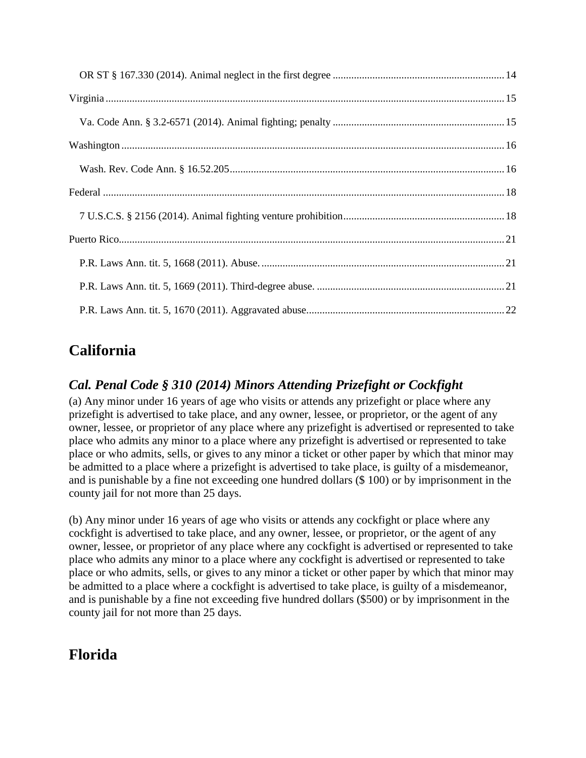- OR ST § 167.330 (2014). Animal neglect in the first degree ................................................................ 14

Virginia ..................................................................................................................................... 15

- Va. Code Ann. § 3.2-6571 (2014). Animal fighting; penalty ................................................................ 15

Washington ............................................................................................................................... 16

- Wash. Rev. Code Ann. § 16.52.205 ....................................................................................... 16

Federal ...................................................................................................................................... 18

- 7 U.S.C.S. § 2156 (2014). Animal fighting venture prohibition ............................................................ 18

Puerto Rico ................................................................................................................................ 21

- P.R. Laws Ann. tit. 5, 1668 (2011). Abuse. ........................................................................................... 21
- P.R. Laws Ann. tit. 5, 1669 (2011). Third-degree abuse. ....................................................................... 21
- P.R. Laws Ann. tit. 5, 1670 (2011). Aggravated abuse .......................................................................... 22

# California

## *Cal. Penal Code § 310 (2014) Minors Attending Prizefight or Cockfight*

(a) Any minor under 16 years of age who visits or attends any prizefight or place where any prizefight is advertised to take place, and any owner, lessee, or proprietor, or the agent of any owner, lessee, or proprietor of any place where any prizefight is advertised or represented to take place who admits any minor to a place where any prizefight is advertised or represented to take place or who admits, sells, or gives to any minor a ticket or other paper by which that minor may be admitted to a place where a prizefight is advertised to take place, is guilty of a misdemeanor, and is punishable by a fine not exceeding one hundred dollars ($ 100) or by imprisonment in the county jail for not more than 25 days.

(b) Any minor under 16 years of age who visits or attends any cockfight or place where any cockfight is advertised to take place, and any owner, lessee, or proprietor, or the agent of any owner, lessee, or proprietor of any place where any cockfight is advertised or represented to take place who admits any minor to a place where any cockfight is advertised or represented to take place or who admits, sells, or gives to any minor a ticket or other paper by which that minor may be admitted to a place where a cockfight is advertised to take place, is guilty of a misdemeanor, and is punishable by a fine not exceeding five hundred dollars ($500) or by imprisonment in the county jail for not more than 25 days.

# Florida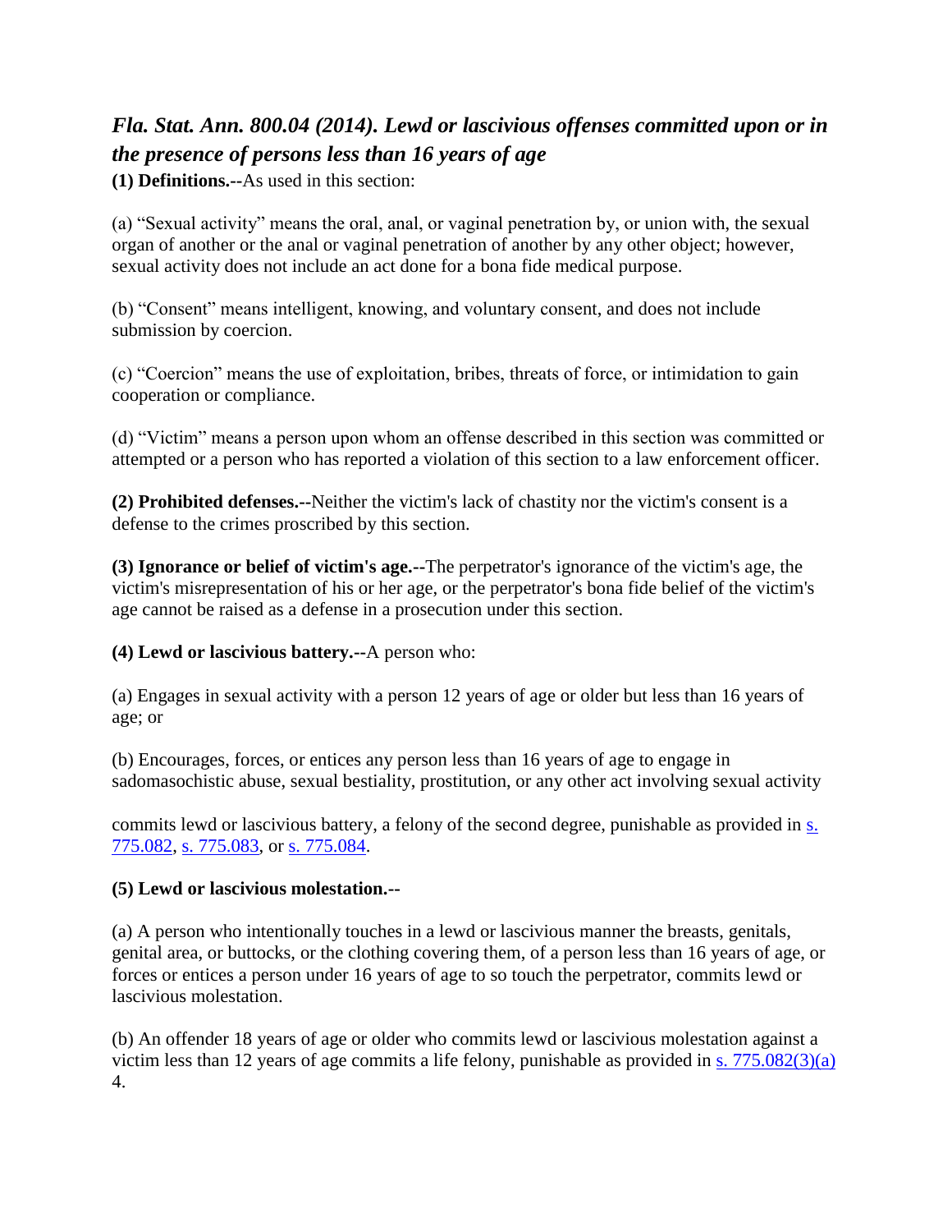## *Fla. Stat. Ann. 800.04 (2014). Lewd or lascivious offenses committed upon or in the presence of persons less than 16 years of age*

**(1) Definitions.--**As used in this section:

(a) "Sexual activity" means the oral, anal, or vaginal penetration by, or union with, the sexual organ of another or the anal or vaginal penetration of another by any other object; however, sexual activity does not include an act done for a bona fide medical purpose.

(b) "Consent" means intelligent, knowing, and voluntary consent, and does not include submission by coercion.

(c) "Coercion" means the use of exploitation, bribes, threats of force, or intimidation to gain cooperation or compliance.

(d) "Victim" means a person upon whom an offense described in this section was committed or attempted or a person who has reported a violation of this section to a law enforcement officer.

**(2) Prohibited defenses.--**Neither the victim's lack of chastity nor the victim's consent is a defense to the crimes proscribed by this section.

**(3) Ignorance or belief of victim's age.--**The perpetrator's ignorance of the victim's age, the victim's misrepresentation of his or her age, or the perpetrator's bona fide belief of the victim's age cannot be raised as a defense in a prosecution under this section.

**(4) Lewd or lascivious battery.--**A person who:

(a) Engages in sexual activity with a person 12 years of age or older but less than 16 years of age; or

(b) Encourages, forces, or entices any person less than 16 years of age to engage in sadomasochistic abuse, sexual bestiality, prostitution, or any other act involving sexual activity

commits lewd or lascivious battery, a felony of the second degree, punishable as provided in s. 775.082, s. 775.083, or s. 775.084.

**(5) Lewd or lascivious molestation.--**

(a) A person who intentionally touches in a lewd or lascivious manner the breasts, genitals, genital area, or buttocks, or the clothing covering them, of a person less than 16 years of age, or forces or entices a person under 16 years of age to so touch the perpetrator, commits lewd or lascivious molestation.

(b) An offender 18 years of age or older who commits lewd or lascivious molestation against a victim less than 12 years of age commits a life felony, punishable as provided in s. 775.082(3)(a) 4.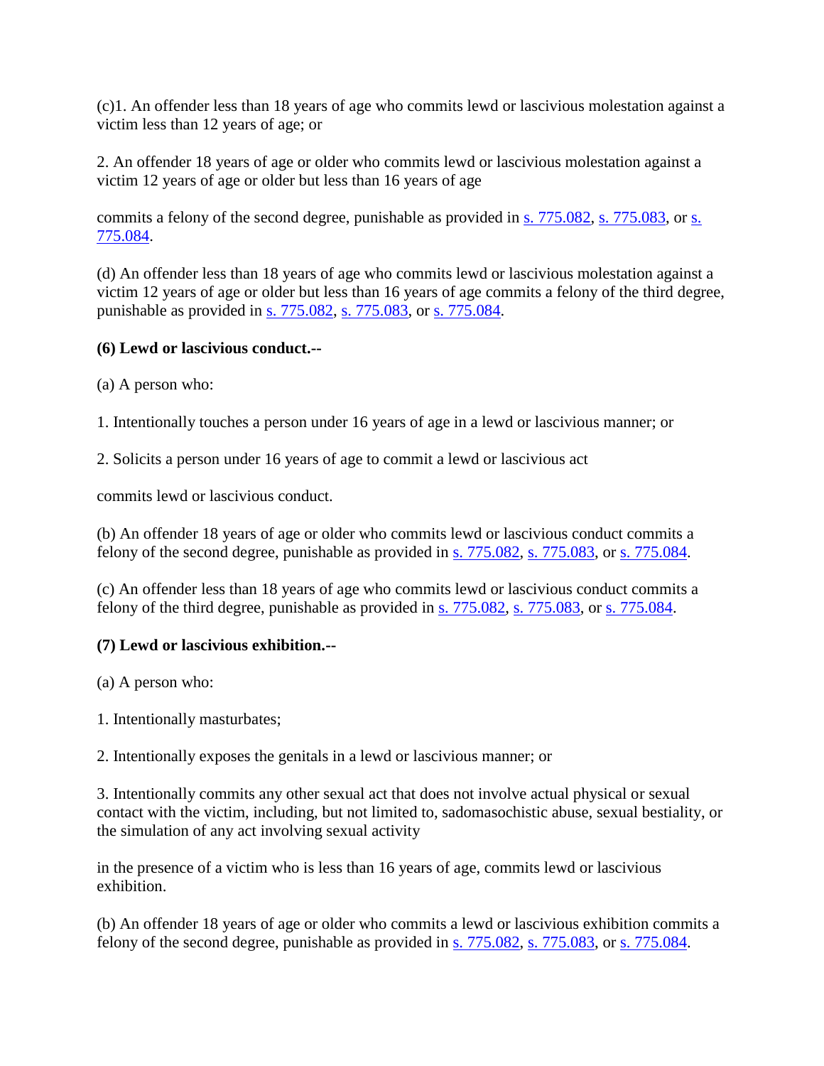(c)1. An offender less than 18 years of age who commits lewd or lascivious molestation against a victim less than 12 years of age; or

2. An offender 18 years of age or older who commits lewd or lascivious molestation against a victim 12 years of age or older but less than 16 years of age

commits a felony of the second degree, punishable as provided in s. 775.082, s. 775.083, or s. 775.084.

(d) An offender less than 18 years of age who commits lewd or lascivious molestation against a victim 12 years of age or older but less than 16 years of age commits a felony of the third degree, punishable as provided in s. 775.082, s. 775.083, or s. 775.084.

**(6) Lewd or lascivious conduct.--**

(a) A person who:

1. Intentionally touches a person under 16 years of age in a lewd or lascivious manner; or

2. Solicits a person under 16 years of age to commit a lewd or lascivious act

commits lewd or lascivious conduct.

(b) An offender 18 years of age or older who commits lewd or lascivious conduct commits a felony of the second degree, punishable as provided in s. 775.082, s. 775.083, or s. 775.084.

(c) An offender less than 18 years of age who commits lewd or lascivious conduct commits a felony of the third degree, punishable as provided in s. 775.082, s. 775.083, or s. 775.084.

**(7) Lewd or lascivious exhibition.--**

(a) A person who:

1. Intentionally masturbates;

2. Intentionally exposes the genitals in a lewd or lascivious manner; or

3. Intentionally commits any other sexual act that does not involve actual physical or sexual contact with the victim, including, but not limited to, sadomasochistic abuse, sexual bestiality, or the simulation of any act involving sexual activity

in the presence of a victim who is less than 16 years of age, commits lewd or lascivious exhibition.

(b) An offender 18 years of age or older who commits a lewd or lascivious exhibition commits a felony of the second degree, punishable as provided in s. 775.082, s. 775.083, or s. 775.084.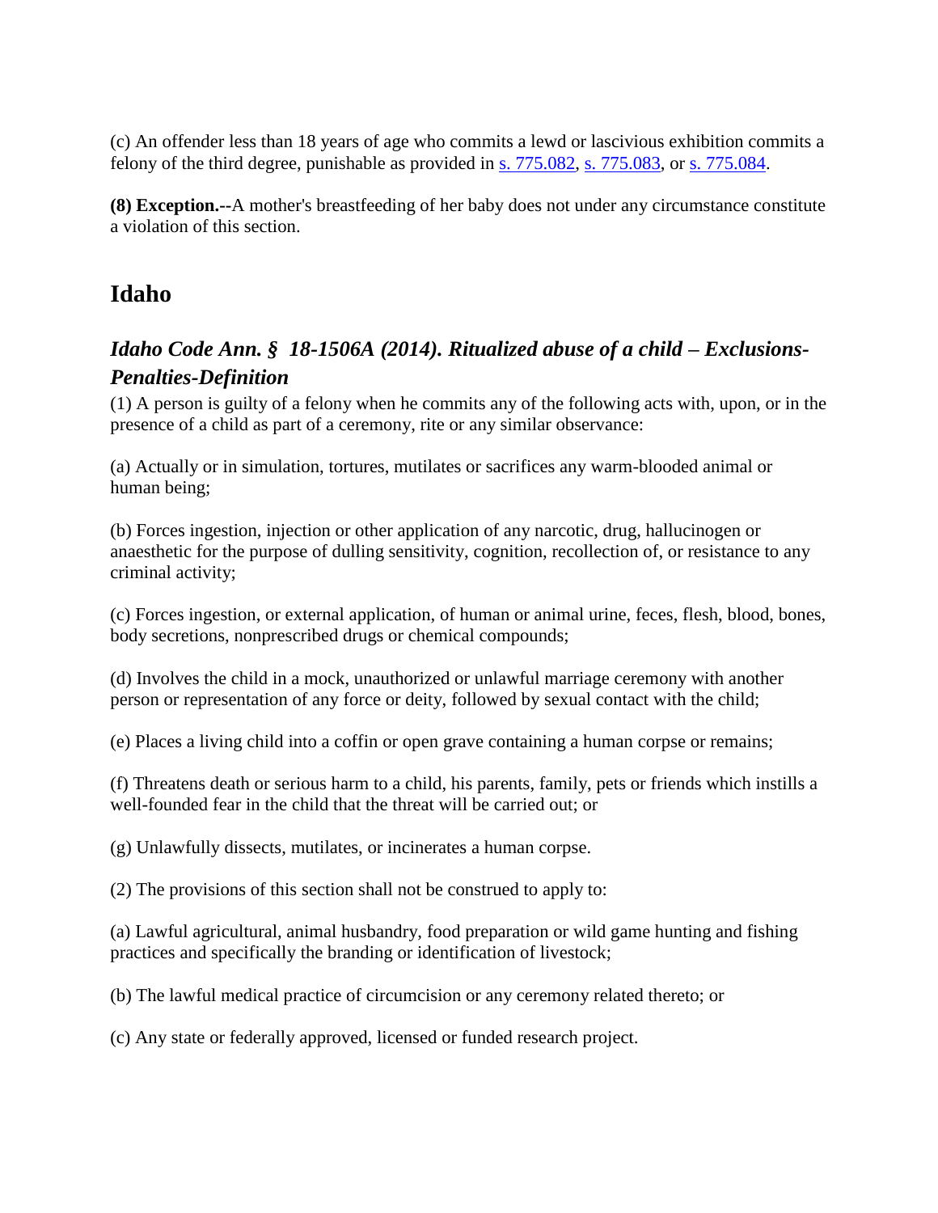(c) An offender less than 18 years of age who commits a lewd or lascivious exhibition commits a felony of the third degree, punishable as provided in s. 775.082, s. 775.083, or s. 775.084.

**(8) Exception.--**A mother's breastfeeding of her baby does not under any circumstance constitute a violation of this section.

## Idaho

### *Idaho Code Ann. § 18-1506A (2014). Ritualized abuse of a child – Exclusions-Penalties-Definition*

(1) A person is guilty of a felony when he commits any of the following acts with, upon, or in the presence of a child as part of a ceremony, rite or any similar observance:

(a) Actually or in simulation, tortures, mutilates or sacrifices any warm-blooded animal or human being;

(b) Forces ingestion, injection or other application of any narcotic, drug, hallucinogen or anaesthetic for the purpose of dulling sensitivity, cognition, recollection of, or resistance to any criminal activity;

(c) Forces ingestion, or external application, of human or animal urine, feces, flesh, blood, bones, body secretions, nonprescribed drugs or chemical compounds;

(d) Involves the child in a mock, unauthorized or unlawful marriage ceremony with another person or representation of any force or deity, followed by sexual contact with the child;

(e) Places a living child into a coffin or open grave containing a human corpse or remains;

(f) Threatens death or serious harm to a child, his parents, family, pets or friends which instills a well-founded fear in the child that the threat will be carried out; or

(g) Unlawfully dissects, mutilates, or incinerates a human corpse.

(2) The provisions of this section shall not be construed to apply to:

(a) Lawful agricultural, animal husbandry, food preparation or wild game hunting and fishing practices and specifically the branding or identification of livestock;

(b) The lawful medical practice of circumcision or any ceremony related thereto; or

(c) Any state or federally approved, licensed or funded research project.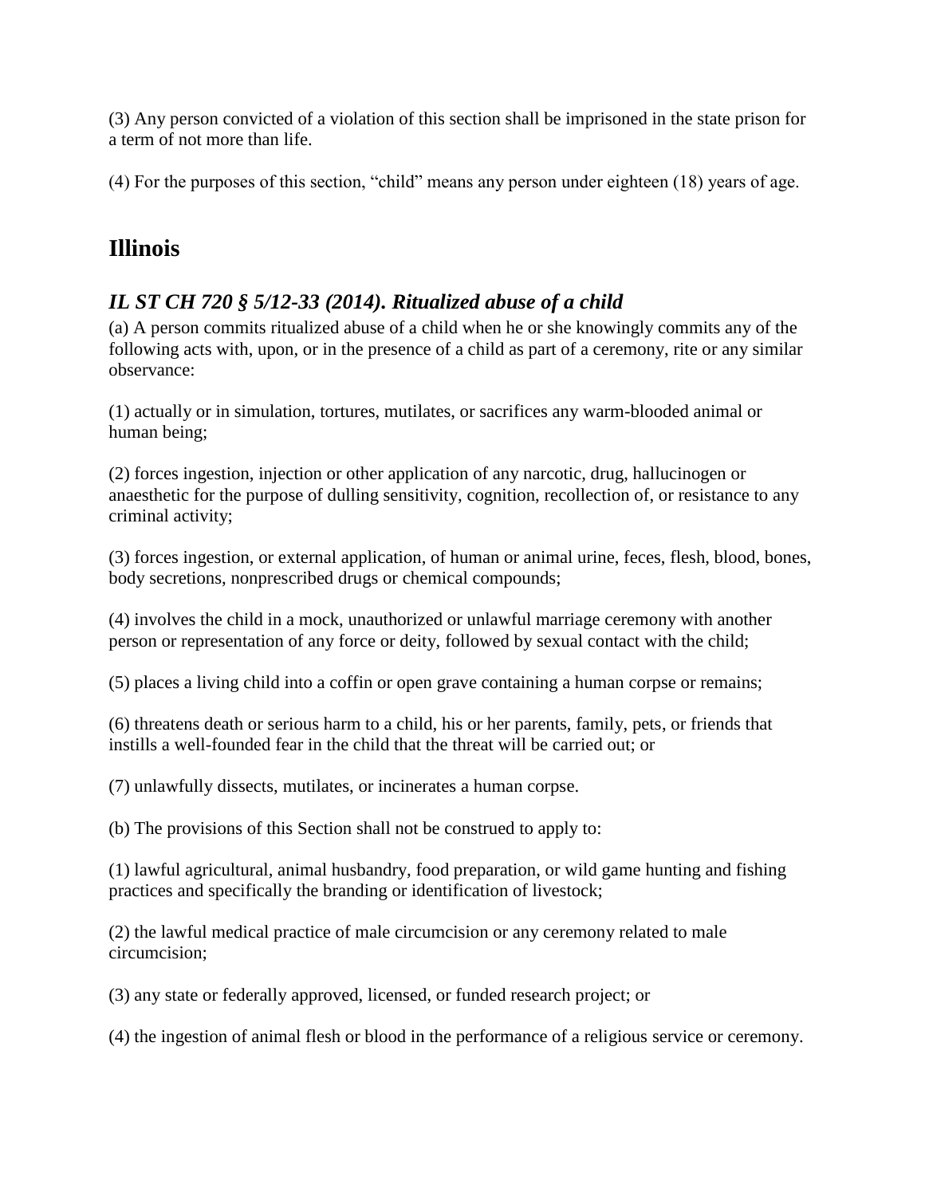(3) Any person convicted of a violation of this section shall be imprisoned in the state prison for a term of not more than life.

(4) For the purposes of this section, "child" means any person under eighteen (18) years of age.

## Illinois

### *IL ST CH 720 § 5/12-33 (2014). Ritualized abuse of a child*

(a) A person commits ritualized abuse of a child when he or she knowingly commits any of the following acts with, upon, or in the presence of a child as part of a ceremony, rite or any similar observance:

(1) actually or in simulation, tortures, mutilates, or sacrifices any warm-blooded animal or human being;

(2) forces ingestion, injection or other application of any narcotic, drug, hallucinogen or anaesthetic for the purpose of dulling sensitivity, cognition, recollection of, or resistance to any criminal activity;

(3) forces ingestion, or external application, of human or animal urine, feces, flesh, blood, bones, body secretions, nonprescribed drugs or chemical compounds;

(4) involves the child in a mock, unauthorized or unlawful marriage ceremony with another person or representation of any force or deity, followed by sexual contact with the child;

(5) places a living child into a coffin or open grave containing a human corpse or remains;

(6) threatens death or serious harm to a child, his or her parents, family, pets, or friends that instills a well-founded fear in the child that the threat will be carried out; or

(7) unlawfully dissects, mutilates, or incinerates a human corpse.

(b) The provisions of this Section shall not be construed to apply to:

(1) lawful agricultural, animal husbandry, food preparation, or wild game hunting and fishing practices and specifically the branding or identification of livestock;

(2) the lawful medical practice of male circumcision or any ceremony related to male circumcision;

(3) any state or federally approved, licensed, or funded research project; or

(4) the ingestion of animal flesh or blood in the performance of a religious service or ceremony.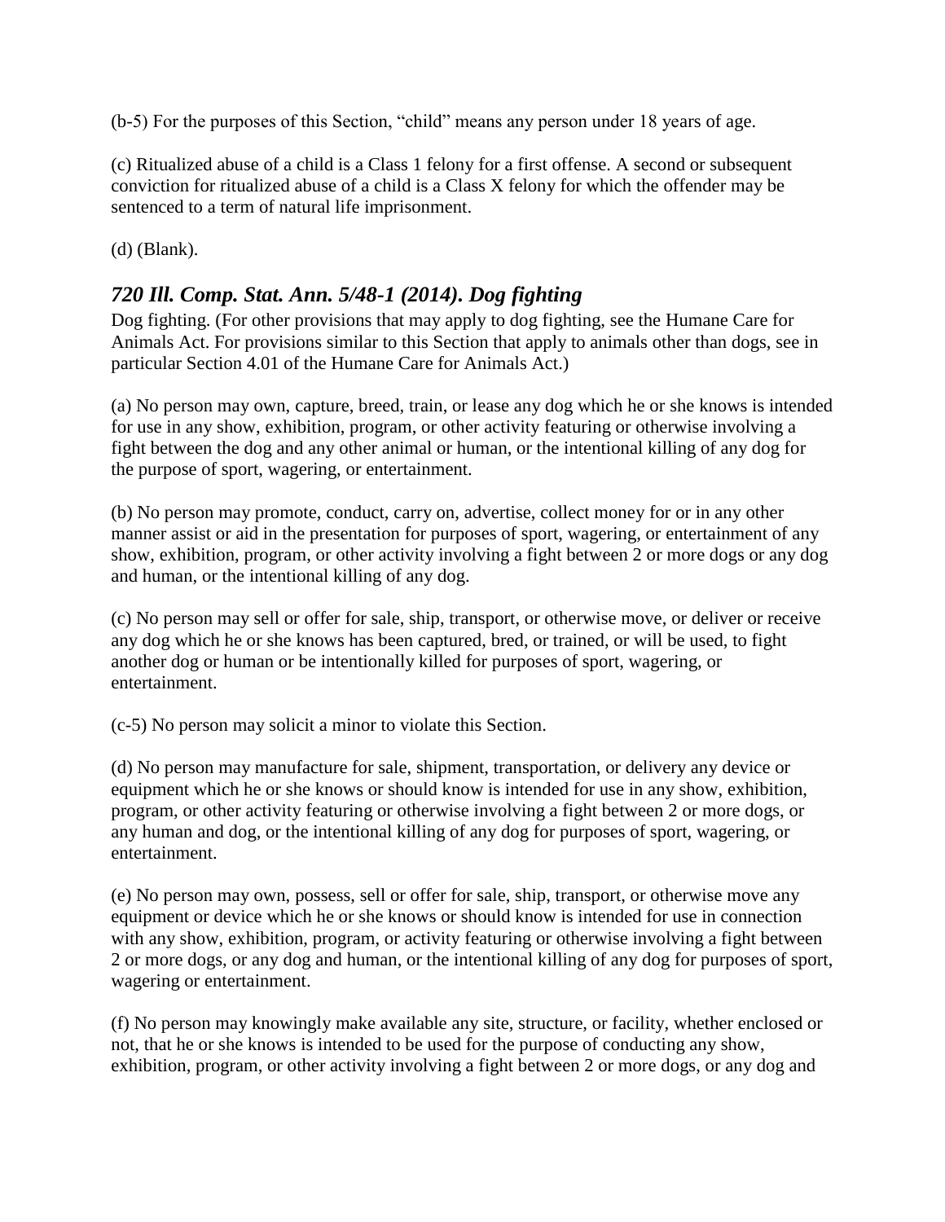(b-5) For the purposes of this Section, "child" means any person under 18 years of age.

(c) Ritualized abuse of a child is a Class 1 felony for a first offense. A second or subsequent conviction for ritualized abuse of a child is a Class X felony for which the offender may be sentenced to a term of natural life imprisonment.

(d) (Blank).

### *720 Ill. Comp. Stat. Ann. 5/48-1 (2014). Dog fighting*

Dog fighting. (For other provisions that may apply to dog fighting, see the Humane Care for Animals Act. For provisions similar to this Section that apply to animals other than dogs, see in particular Section 4.01 of the Humane Care for Animals Act.)

(a) No person may own, capture, breed, train, or lease any dog which he or she knows is intended for use in any show, exhibition, program, or other activity featuring or otherwise involving a fight between the dog and any other animal or human, or the intentional killing of any dog for the purpose of sport, wagering, or entertainment.

(b) No person may promote, conduct, carry on, advertise, collect money for or in any other manner assist or aid in the presentation for purposes of sport, wagering, or entertainment of any show, exhibition, program, or other activity involving a fight between 2 or more dogs or any dog and human, or the intentional killing of any dog.

(c) No person may sell or offer for sale, ship, transport, or otherwise move, or deliver or receive any dog which he or she knows has been captured, bred, or trained, or will be used, to fight another dog or human or be intentionally killed for purposes of sport, wagering, or entertainment.

(c-5) No person may solicit a minor to violate this Section.

(d) No person may manufacture for sale, shipment, transportation, or delivery any device or equipment which he or she knows or should know is intended for use in any show, exhibition, program, or other activity featuring or otherwise involving a fight between 2 or more dogs, or any human and dog, or the intentional killing of any dog for purposes of sport, wagering, or entertainment.

(e) No person may own, possess, sell or offer for sale, ship, transport, or otherwise move any equipment or device which he or she knows or should know is intended for use in connection with any show, exhibition, program, or activity featuring or otherwise involving a fight between 2 or more dogs, or any dog and human, or the intentional killing of any dog for purposes of sport, wagering or entertainment.

(f) No person may knowingly make available any site, structure, or facility, whether enclosed or not, that he or she knows is intended to be used for the purpose of conducting any show, exhibition, program, or other activity involving a fight between 2 or more dogs, or any dog and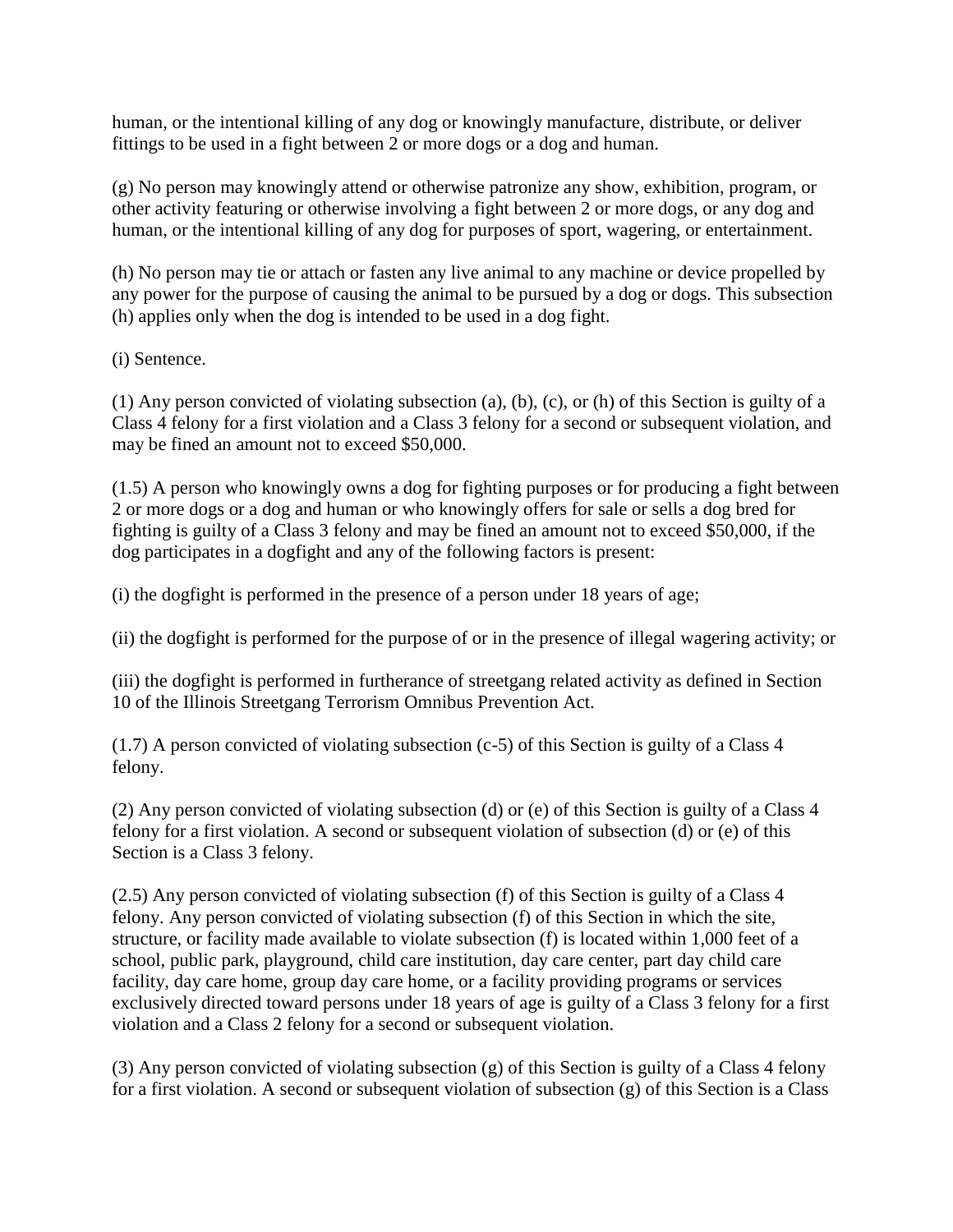human, or the intentional killing of any dog or knowingly manufacture, distribute, or deliver fittings to be used in a fight between 2 or more dogs or a dog and human.

(g) No person may knowingly attend or otherwise patronize any show, exhibition, program, or other activity featuring or otherwise involving a fight between 2 or more dogs, or any dog and human, or the intentional killing of any dog for purposes of sport, wagering, or entertainment.

(h) No person may tie or attach or fasten any live animal to any machine or device propelled by any power for the purpose of causing the animal to be pursued by a dog or dogs. This subsection (h) applies only when the dog is intended to be used in a dog fight.

(i) Sentence.

(1) Any person convicted of violating subsection (a), (b), (c), or (h) of this Section is guilty of a Class 4 felony for a first violation and a Class 3 felony for a second or subsequent violation, and may be fined an amount not to exceed $50,000.

(1.5) A person who knowingly owns a dog for fighting purposes or for producing a fight between 2 or more dogs or a dog and human or who knowingly offers for sale or sells a dog bred for fighting is guilty of a Class 3 felony and may be fined an amount not to exceed $50,000, if the dog participates in a dogfight and any of the following factors is present:

(i) the dogfight is performed in the presence of a person under 18 years of age;

(ii) the dogfight is performed for the purpose of or in the presence of illegal wagering activity; or

(iii) the dogfight is performed in furtherance of streetgang related activity as defined in Section 10 of the Illinois Streetgang Terrorism Omnibus Prevention Act.

(1.7) A person convicted of violating subsection (c-5) of this Section is guilty of a Class 4 felony.

(2) Any person convicted of violating subsection (d) or (e) of this Section is guilty of a Class 4 felony for a first violation. A second or subsequent violation of subsection (d) or (e) of this Section is a Class 3 felony.

(2.5) Any person convicted of violating subsection (f) of this Section is guilty of a Class 4 felony. Any person convicted of violating subsection (f) of this Section in which the site, structure, or facility made available to violate subsection (f) is located within 1,000 feet of a school, public park, playground, child care institution, day care center, part day child care facility, day care home, group day care home, or a facility providing programs or services exclusively directed toward persons under 18 years of age is guilty of a Class 3 felony for a first violation and a Class 2 felony for a second or subsequent violation.

(3) Any person convicted of violating subsection (g) of this Section is guilty of a Class 4 felony for a first violation. A second or subsequent violation of subsection (g) of this Section is a Class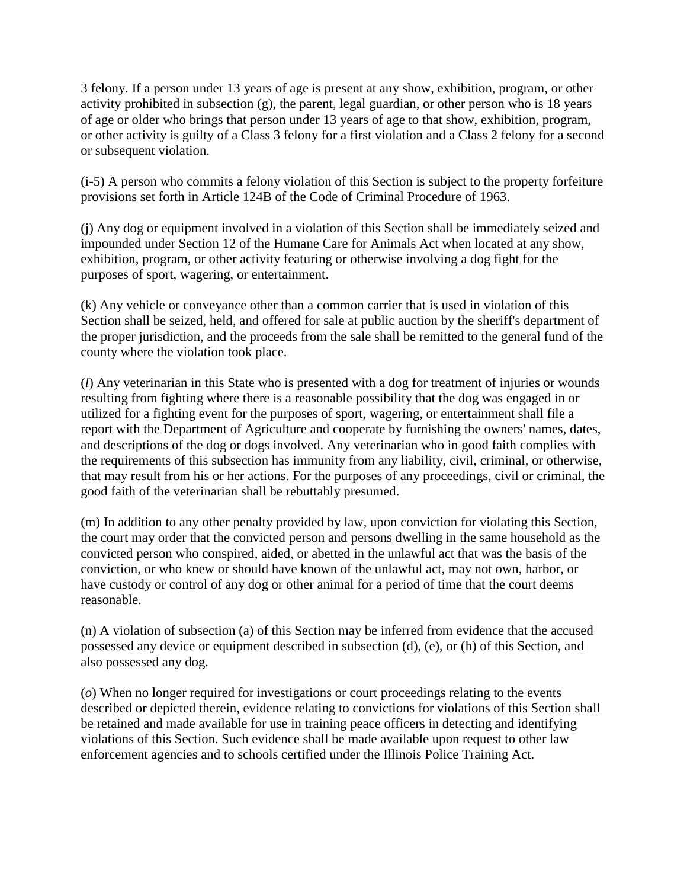3 felony. If a person under 13 years of age is present at any show, exhibition, program, or other activity prohibited in subsection (g), the parent, legal guardian, or other person who is 18 years of age or older who brings that person under 13 years of age to that show, exhibition, program, or other activity is guilty of a Class 3 felony for a first violation and a Class 2 felony for a second or subsequent violation.

(i-5) A person who commits a felony violation of this Section is subject to the property forfeiture provisions set forth in Article 124B of the Code of Criminal Procedure of 1963.

(j) Any dog or equipment involved in a violation of this Section shall be immediately seized and impounded under Section 12 of the Humane Care for Animals Act when located at any show, exhibition, program, or other activity featuring or otherwise involving a dog fight for the purposes of sport, wagering, or entertainment.

(k) Any vehicle or conveyance other than a common carrier that is used in violation of this Section shall be seized, held, and offered for sale at public auction by the sheriff's department of the proper jurisdiction, and the proceeds from the sale shall be remitted to the general fund of the county where the violation took place.

(*l*) Any veterinarian in this State who is presented with a dog for treatment of injuries or wounds resulting from fighting where there is a reasonable possibility that the dog was engaged in or utilized for a fighting event for the purposes of sport, wagering, or entertainment shall file a report with the Department of Agriculture and cooperate by furnishing the owners' names, dates, and descriptions of the dog or dogs involved. Any veterinarian who in good faith complies with the requirements of this subsection has immunity from any liability, civil, criminal, or otherwise, that may result from his or her actions. For the purposes of any proceedings, civil or criminal, the good faith of the veterinarian shall be rebuttably presumed.

(m) In addition to any other penalty provided by law, upon conviction for violating this Section, the court may order that the convicted person and persons dwelling in the same household as the convicted person who conspired, aided, or abetted in the unlawful act that was the basis of the conviction, or who knew or should have known of the unlawful act, may not own, harbor, or have custody or control of any dog or other animal for a period of time that the court deems reasonable.

(n) A violation of subsection (a) of this Section may be inferred from evidence that the accused possessed any device or equipment described in subsection (d), (e), or (h) of this Section, and also possessed any dog.

(*o*) When no longer required for investigations or court proceedings relating to the events described or depicted therein, evidence relating to convictions for violations of this Section shall be retained and made available for use in training peace officers in detecting and identifying violations of this Section. Such evidence shall be made available upon request to other law enforcement agencies and to schools certified under the Illinois Police Training Act.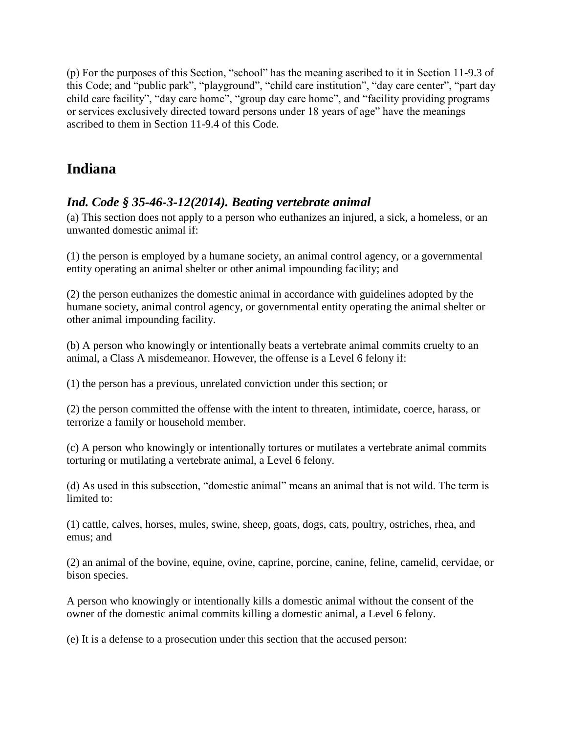(p) For the purposes of this Section, “school” has the meaning ascribed to it in Section 11-9.3 of this Code; and “public park”, “playground”, “child care institution”, “day care center”, “part day child care facility”, “day care home”, “group day care home”, and “facility providing programs or services exclusively directed toward persons under 18 years of age” have the meanings ascribed to them in Section 11-9.4 of this Code.

## Indiana

### *Ind. Code § 35-46-3-12(2014). Beating vertebrate animal*

(a) This section does not apply to a person who euthanizes an injured, a sick, a homeless, or an unwanted domestic animal if:

(1) the person is employed by a humane society, an animal control agency, or a governmental entity operating an animal shelter or other animal impounding facility; and

(2) the person euthanizes the domestic animal in accordance with guidelines adopted by the humane society, animal control agency, or governmental entity operating the animal shelter or other animal impounding facility.

(b) A person who knowingly or intentionally beats a vertebrate animal commits cruelty to an animal, a Class A misdemeanor. However, the offense is a Level 6 felony if:

(1) the person has a previous, unrelated conviction under this section; or

(2) the person committed the offense with the intent to threaten, intimidate, coerce, harass, or terrorize a family or household member.

(c) A person who knowingly or intentionally tortures or mutilates a vertebrate animal commits torturing or mutilating a vertebrate animal, a Level 6 felony.

(d) As used in this subsection, “domestic animal” means an animal that is not wild. The term is limited to:

(1) cattle, calves, horses, mules, swine, sheep, goats, dogs, cats, poultry, ostriches, rhea, and emus; and

(2) an animal of the bovine, equine, ovine, caprine, porcine, canine, feline, camelid, cervidae, or bison species.

A person who knowingly or intentionally kills a domestic animal without the consent of the owner of the domestic animal commits killing a domestic animal, a Level 6 felony.

(e) It is a defense to a prosecution under this section that the accused person: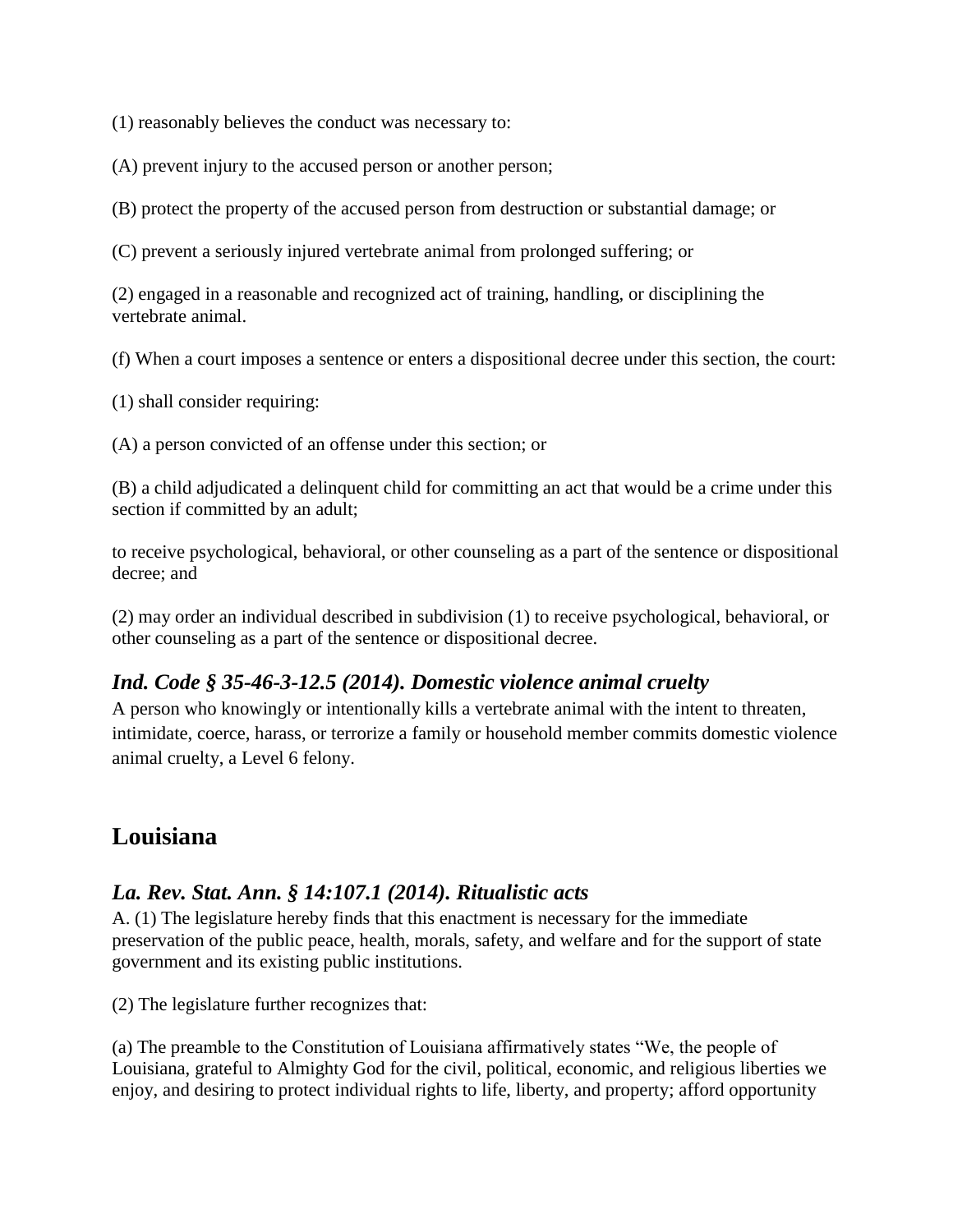(1) reasonably believes the conduct was necessary to:

(A) prevent injury to the accused person or another person;

(B) protect the property of the accused person from destruction or substantial damage; or

(C) prevent a seriously injured vertebrate animal from prolonged suffering; or

(2) engaged in a reasonable and recognized act of training, handling, or disciplining the vertebrate animal.

(f) When a court imposes a sentence or enters a dispositional decree under this section, the court:

(1) shall consider requiring:

(A) a person convicted of an offense under this section; or

(B) a child adjudicated a delinquent child for committing an act that would be a crime under this section if committed by an adult;

to receive psychological, behavioral, or other counseling as a part of the sentence or dispositional decree; and

(2) may order an individual described in subdivision (1) to receive psychological, behavioral, or other counseling as a part of the sentence or dispositional decree.

### *Ind. Code § 35-46-3-12.5 (2014). Domestic violence animal cruelty*

A person who knowingly or intentionally kills a vertebrate animal with the intent to threaten, intimidate, coerce, harass, or terrorize a family or household member commits domestic violence animal cruelty, a Level 6 felony.

## Louisiana

### *La. Rev. Stat. Ann. § 14:107.1 (2014). Ritualistic acts*

A. (1) The legislature hereby finds that this enactment is necessary for the immediate preservation of the public peace, health, morals, safety, and welfare and for the support of state government and its existing public institutions.

(2) The legislature further recognizes that:

(a) The preamble to the Constitution of Louisiana affirmatively states "We, the people of Louisiana, grateful to Almighty God for the civil, political, economic, and religious liberties we enjoy, and desiring to protect individual rights to life, liberty, and property; afford opportunity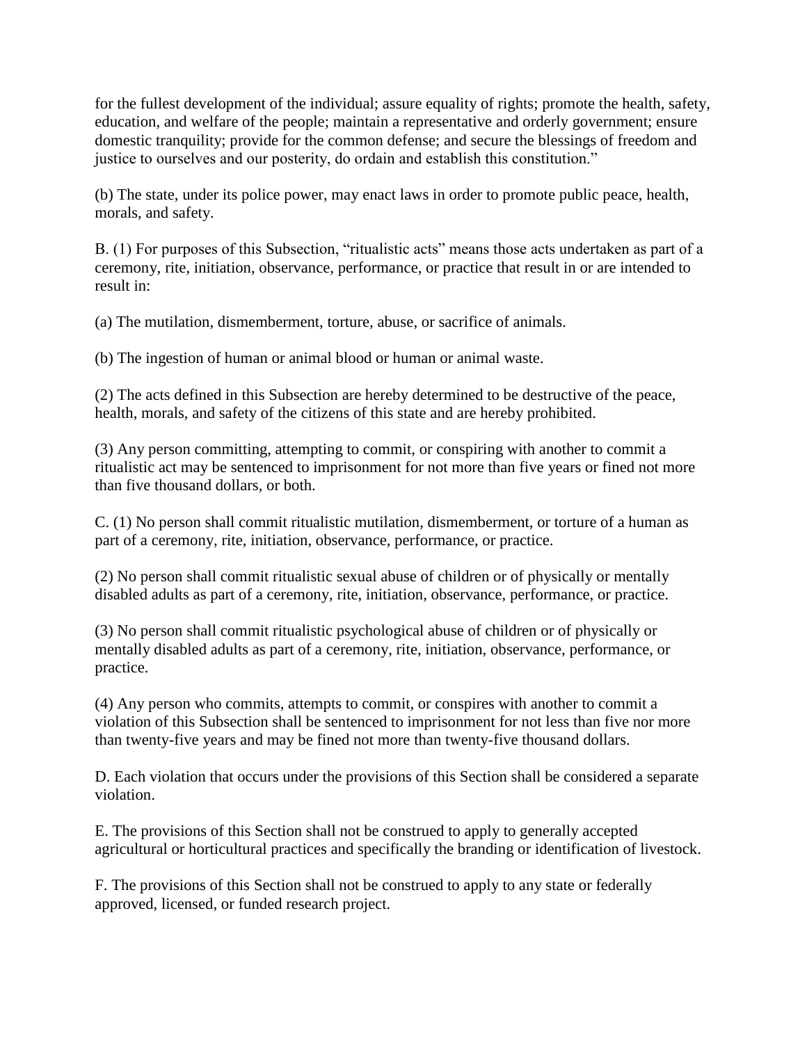for the fullest development of the individual; assure equality of rights; promote the health, safety, education, and welfare of the people; maintain a representative and orderly government; ensure domestic tranquility; provide for the common defense; and secure the blessings of freedom and justice to ourselves and our posterity, do ordain and establish this constitution."

(b) The state, under its police power, may enact laws in order to promote public peace, health, morals, and safety.

B. (1) For purposes of this Subsection, "ritualistic acts" means those acts undertaken as part of a ceremony, rite, initiation, observance, performance, or practice that result in or are intended to result in:

(a) The mutilation, dismemberment, torture, abuse, or sacrifice of animals.

(b) The ingestion of human or animal blood or human or animal waste.

(2) The acts defined in this Subsection are hereby determined to be destructive of the peace, health, morals, and safety of the citizens of this state and are hereby prohibited.

(3) Any person committing, attempting to commit, or conspiring with another to commit a ritualistic act may be sentenced to imprisonment for not more than five years or fined not more than five thousand dollars, or both.

C. (1) No person shall commit ritualistic mutilation, dismemberment, or torture of a human as part of a ceremony, rite, initiation, observance, performance, or practice.

(2) No person shall commit ritualistic sexual abuse of children or of physically or mentally disabled adults as part of a ceremony, rite, initiation, observance, performance, or practice.

(3) No person shall commit ritualistic psychological abuse of children or of physically or mentally disabled adults as part of a ceremony, rite, initiation, observance, performance, or practice.

(4) Any person who commits, attempts to commit, or conspires with another to commit a violation of this Subsection shall be sentenced to imprisonment for not less than five nor more than twenty-five years and may be fined not more than twenty-five thousand dollars.

D. Each violation that occurs under the provisions of this Section shall be considered a separate violation.

E. The provisions of this Section shall not be construed to apply to generally accepted agricultural or horticultural practices and specifically the branding or identification of livestock.

F. The provisions of this Section shall not be construed to apply to any state or federally approved, licensed, or funded research project.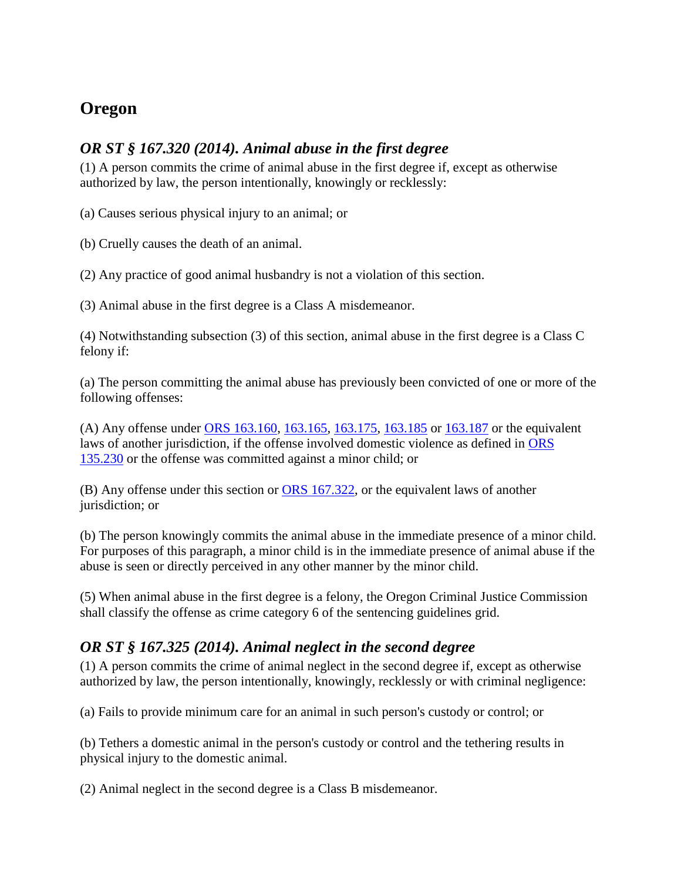## Oregon

### *OR ST § 167.320 (2014). Animal abuse in the first degree*

(1) A person commits the crime of animal abuse in the first degree if, except as otherwise authorized by law, the person intentionally, knowingly or recklessly:

(a) Causes serious physical injury to an animal; or

(b) Cruelly causes the death of an animal.

(2) Any practice of good animal husbandry is not a violation of this section.

(3) Animal abuse in the first degree is a Class A misdemeanor.

(4) Notwithstanding subsection (3) of this section, animal abuse in the first degree is a Class C felony if:

(a) The person committing the animal abuse has previously been convicted of one or more of the following offenses:

(A) Any offense under ORS 163.160, 163.165, 163.175, 163.185 or 163.187 or the equivalent laws of another jurisdiction, if the offense involved domestic violence as defined in ORS 135.230 or the offense was committed against a minor child; or

(B) Any offense under this section or ORS 167.322, or the equivalent laws of another jurisdiction; or

(b) The person knowingly commits the animal abuse in the immediate presence of a minor child. For purposes of this paragraph, a minor child is in the immediate presence of animal abuse if the abuse is seen or directly perceived in any other manner by the minor child.

(5) When animal abuse in the first degree is a felony, the Oregon Criminal Justice Commission shall classify the offense as crime category 6 of the sentencing guidelines grid.

### *OR ST § 167.325 (2014). Animal neglect in the second degree*

(1) A person commits the crime of animal neglect in the second degree if, except as otherwise authorized by law, the person intentionally, knowingly, recklessly or with criminal negligence:

(a) Fails to provide minimum care for an animal in such person's custody or control; or

(b) Tethers a domestic animal in the person's custody or control and the tethering results in physical injury to the domestic animal.

(2) Animal neglect in the second degree is a Class B misdemeanor.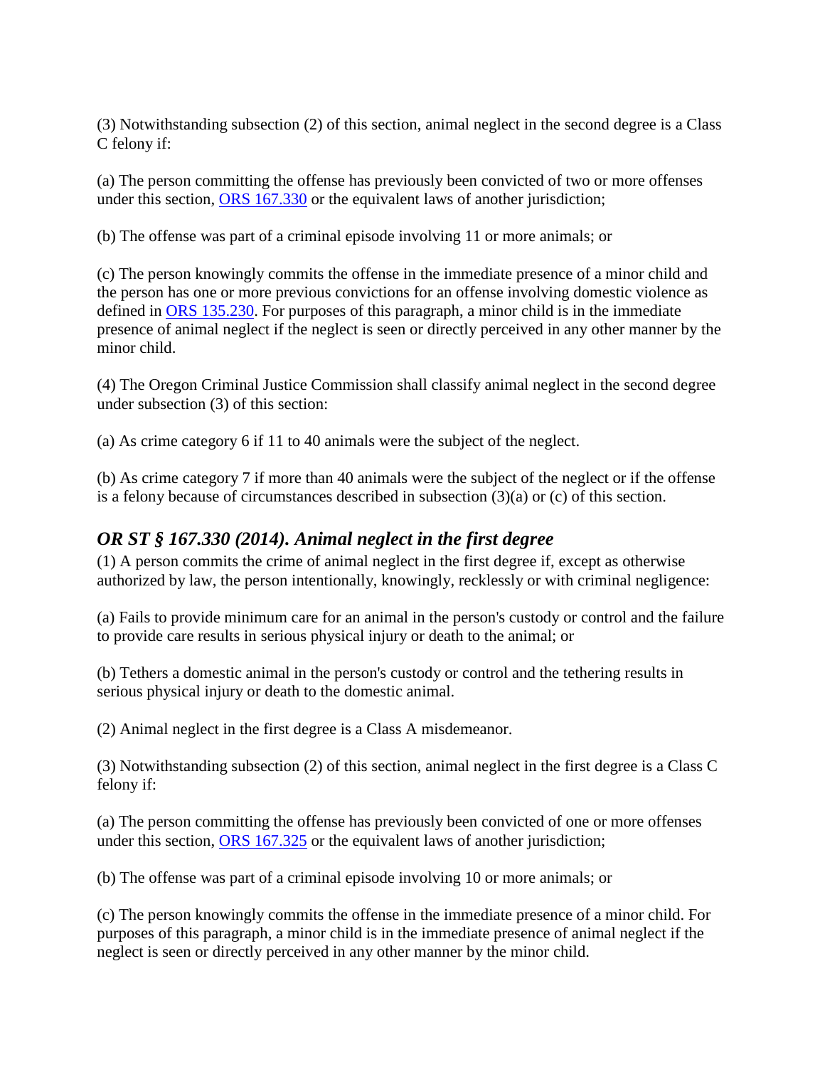(3) Notwithstanding subsection (2) of this section, animal neglect in the second degree is a Class C felony if:

(a) The person committing the offense has previously been convicted of two or more offenses under this section, ORS 167.330 or the equivalent laws of another jurisdiction;

(b) The offense was part of a criminal episode involving 11 or more animals; or

(c) The person knowingly commits the offense in the immediate presence of a minor child and the person has one or more previous convictions for an offense involving domestic violence as defined in ORS 135.230. For purposes of this paragraph, a minor child is in the immediate presence of animal neglect if the neglect is seen or directly perceived in any other manner by the minor child.

(4) The Oregon Criminal Justice Commission shall classify animal neglect in the second degree under subsection (3) of this section:

(a) As crime category 6 if 11 to 40 animals were the subject of the neglect.

(b) As crime category 7 if more than 40 animals were the subject of the neglect or if the offense is a felony because of circumstances described in subsection (3)(a) or (c) of this section.

## *OR ST § 167.330 (2014). Animal neglect in the first degree*

(1) A person commits the crime of animal neglect in the first degree if, except as otherwise authorized by law, the person intentionally, knowingly, recklessly or with criminal negligence:

(a) Fails to provide minimum care for an animal in the person's custody or control and the failure to provide care results in serious physical injury or death to the animal; or

(b) Tethers a domestic animal in the person's custody or control and the tethering results in serious physical injury or death to the domestic animal.

(2) Animal neglect in the first degree is a Class A misdemeanor.

(3) Notwithstanding subsection (2) of this section, animal neglect in the first degree is a Class C felony if:

(a) The person committing the offense has previously been convicted of one or more offenses under this section, ORS 167.325 or the equivalent laws of another jurisdiction;

(b) The offense was part of a criminal episode involving 10 or more animals; or

(c) The person knowingly commits the offense in the immediate presence of a minor child. For purposes of this paragraph, a minor child is in the immediate presence of animal neglect if the neglect is seen or directly perceived in any other manner by the minor child.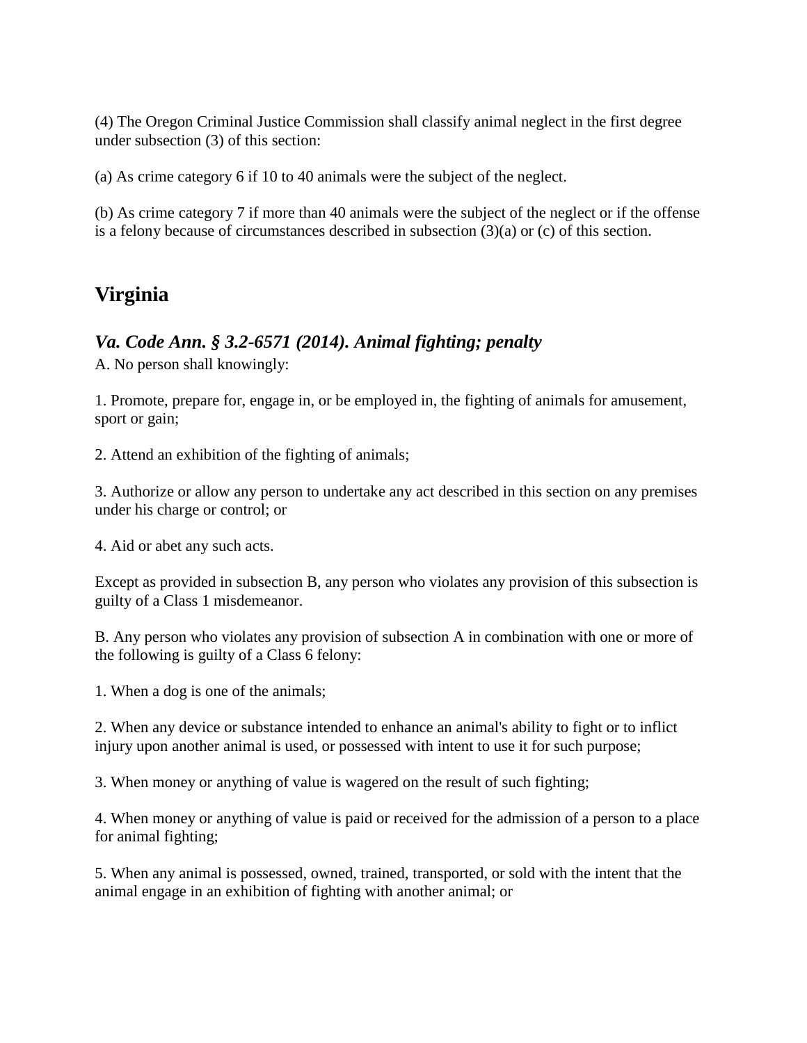(4) The Oregon Criminal Justice Commission shall classify animal neglect in the first degree under subsection (3) of this section:

(a) As crime category 6 if 10 to 40 animals were the subject of the neglect.

(b) As crime category 7 if more than 40 animals were the subject of the neglect or if the offense is a felony because of circumstances described in subsection (3)(a) or (c) of this section.

## Virginia

### *Va. Code Ann. § 3.2-6571 (2014). Animal fighting; penalty*

A. No person shall knowingly:

1. Promote, prepare for, engage in, or be employed in, the fighting of animals for amusement, sport or gain;

2. Attend an exhibition of the fighting of animals;

3. Authorize or allow any person to undertake any act described in this section on any premises under his charge or control; or

4. Aid or abet any such acts.

Except as provided in subsection B, any person who violates any provision of this subsection is guilty of a Class 1 misdemeanor.

B. Any person who violates any provision of subsection A in combination with one or more of the following is guilty of a Class 6 felony:

1. When a dog is one of the animals;

2. When any device or substance intended to enhance an animal's ability to fight or to inflict injury upon another animal is used, or possessed with intent to use it for such purpose;

3. When money or anything of value is wagered on the result of such fighting;

4. When money or anything of value is paid or received for the admission of a person to a place for animal fighting;

5. When any animal is possessed, owned, trained, transported, or sold with the intent that the animal engage in an exhibition of fighting with another animal; or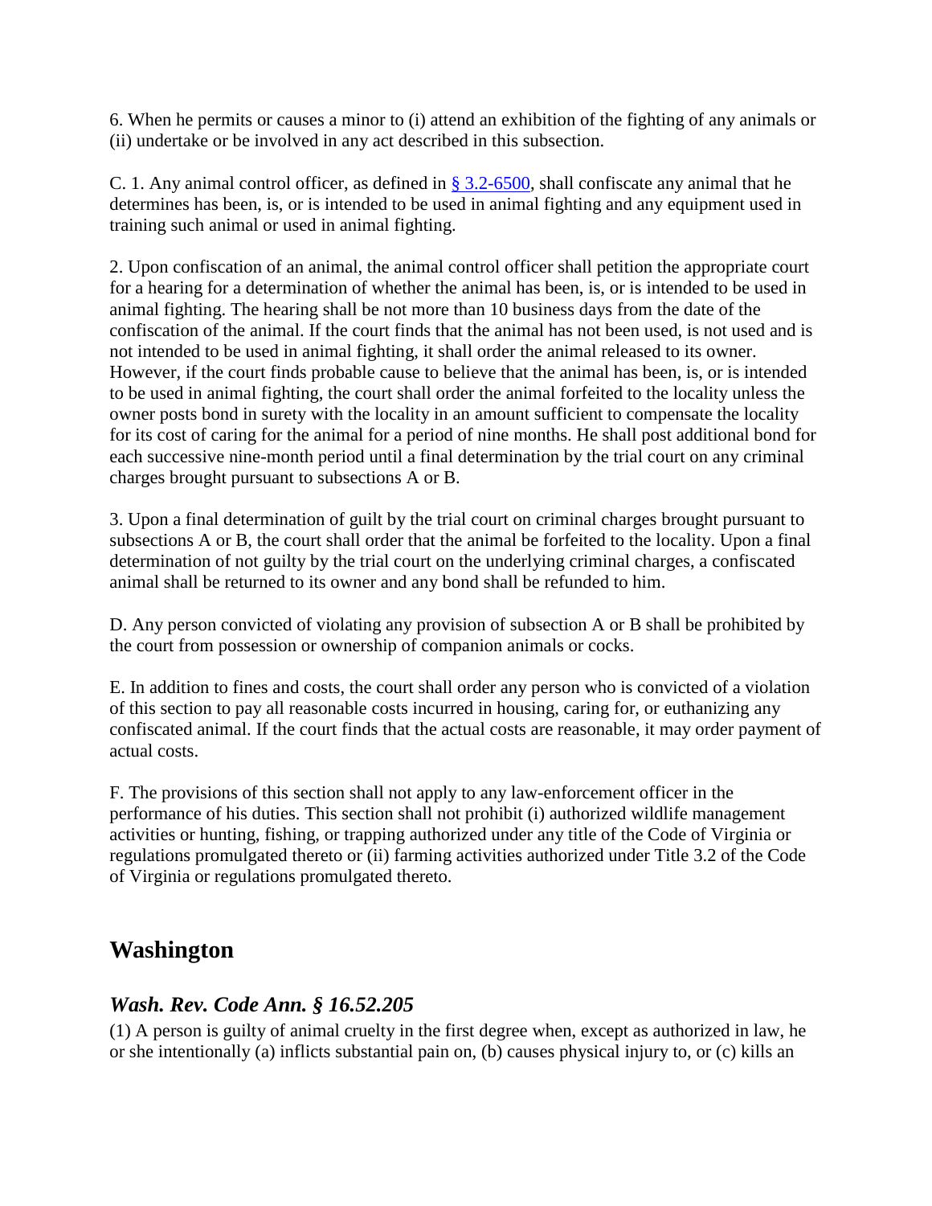6. When he permits or causes a minor to (i) attend an exhibition of the fighting of any animals or (ii) undertake or be involved in any act described in this subsection.

C. 1. Any animal control officer, as defined in § 3.2-6500, shall confiscate any animal that he determines has been, is, or is intended to be used in animal fighting and any equipment used in training such animal or used in animal fighting.

2. Upon confiscation of an animal, the animal control officer shall petition the appropriate court for a hearing for a determination of whether the animal has been, is, or is intended to be used in animal fighting. The hearing shall be not more than 10 business days from the date of the confiscation of the animal. If the court finds that the animal has not been used, is not used and is not intended to be used in animal fighting, it shall order the animal released to its owner. However, if the court finds probable cause to believe that the animal has been, is, or is intended to be used in animal fighting, the court shall order the animal forfeited to the locality unless the owner posts bond in surety with the locality in an amount sufficient to compensate the locality for its cost of caring for the animal for a period of nine months. He shall post additional bond for each successive nine-month period until a final determination by the trial court on any criminal charges brought pursuant to subsections A or B.

3. Upon a final determination of guilt by the trial court on criminal charges brought pursuant to subsections A or B, the court shall order that the animal be forfeited to the locality. Upon a final determination of not guilty by the trial court on the underlying criminal charges, a confiscated animal shall be returned to its owner and any bond shall be refunded to him.

D. Any person convicted of violating any provision of subsection A or B shall be prohibited by the court from possession or ownership of companion animals or cocks.

E. In addition to fines and costs, the court shall order any person who is convicted of a violation of this section to pay all reasonable costs incurred in housing, caring for, or euthanizing any confiscated animal. If the court finds that the actual costs are reasonable, it may order payment of actual costs.

F. The provisions of this section shall not apply to any law-enforcement officer in the performance of his duties. This section shall not prohibit (i) authorized wildlife management activities or hunting, fishing, or trapping authorized under any title of the Code of Virginia or regulations promulgated thereto or (ii) farming activities authorized under Title 3.2 of the Code of Virginia or regulations promulgated thereto.

## Washington

### *Wash. Rev. Code Ann. § 16.52.205*

(1) A person is guilty of animal cruelty in the first degree when, except as authorized in law, he or she intentionally (a) inflicts substantial pain on, (b) causes physical injury to, or (c) kills an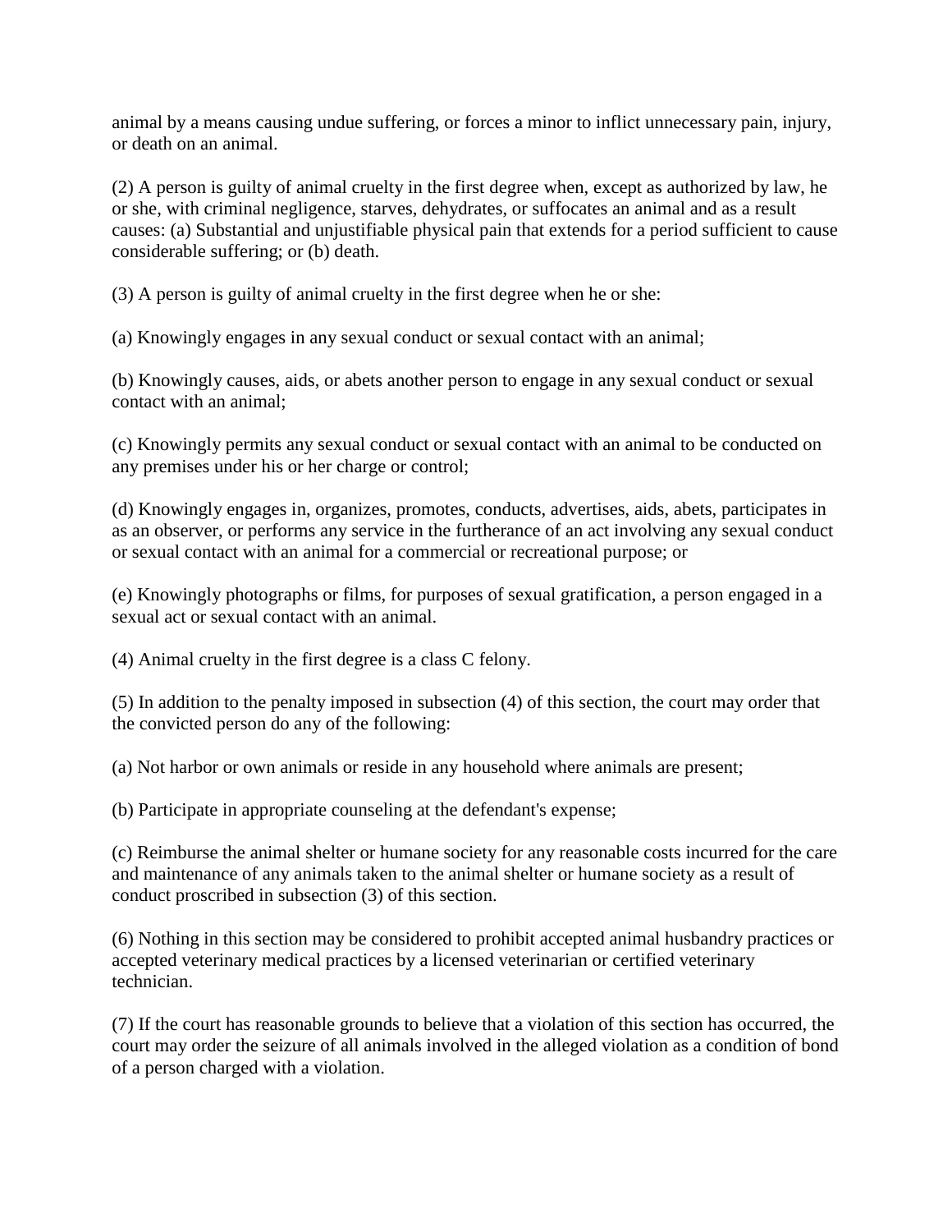animal by a means causing undue suffering, or forces a minor to inflict unnecessary pain, injury, or death on an animal.

(2) A person is guilty of animal cruelty in the first degree when, except as authorized by law, he or she, with criminal negligence, starves, dehydrates, or suffocates an animal and as a result causes: (a) Substantial and unjustifiable physical pain that extends for a period sufficient to cause considerable suffering; or (b) death.

(3) A person is guilty of animal cruelty in the first degree when he or she:

(a) Knowingly engages in any sexual conduct or sexual contact with an animal;

(b) Knowingly causes, aids, or abets another person to engage in any sexual conduct or sexual contact with an animal;

(c) Knowingly permits any sexual conduct or sexual contact with an animal to be conducted on any premises under his or her charge or control;

(d) Knowingly engages in, organizes, promotes, conducts, advertises, aids, abets, participates in as an observer, or performs any service in the furtherance of an act involving any sexual conduct or sexual contact with an animal for a commercial or recreational purpose; or

(e) Knowingly photographs or films, for purposes of sexual gratification, a person engaged in a sexual act or sexual contact with an animal.

(4) Animal cruelty in the first degree is a class C felony.

(5) In addition to the penalty imposed in subsection (4) of this section, the court may order that the convicted person do any of the following:

(a) Not harbor or own animals or reside in any household where animals are present;

(b) Participate in appropriate counseling at the defendant's expense;

(c) Reimburse the animal shelter or humane society for any reasonable costs incurred for the care and maintenance of any animals taken to the animal shelter or humane society as a result of conduct proscribed in subsection (3) of this section.

(6) Nothing in this section may be considered to prohibit accepted animal husbandry practices or accepted veterinary medical practices by a licensed veterinarian or certified veterinary technician.

(7) If the court has reasonable grounds to believe that a violation of this section has occurred, the court may order the seizure of all animals involved in the alleged violation as a condition of bond of a person charged with a violation.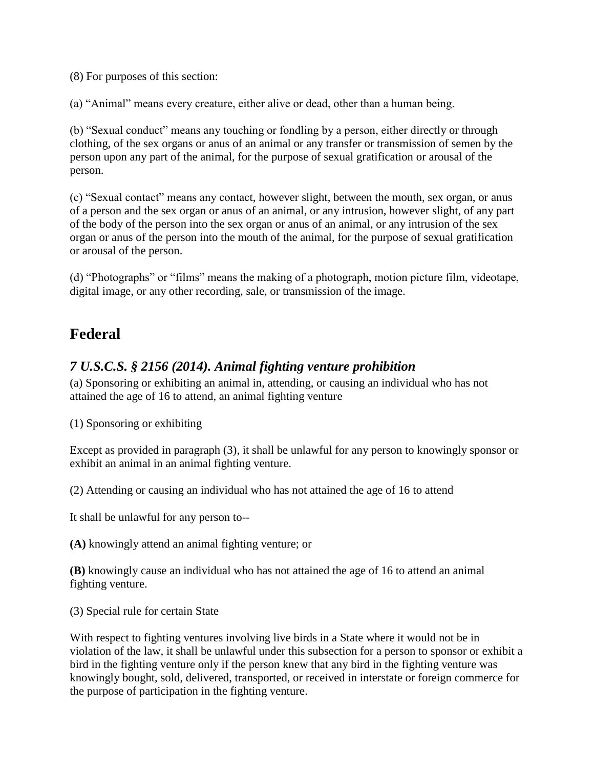(8) For purposes of this section:

(a) "Animal" means every creature, either alive or dead, other than a human being.

(b) "Sexual conduct" means any touching or fondling by a person, either directly or through clothing, of the sex organs or anus of an animal or any transfer or transmission of semen by the person upon any part of the animal, for the purpose of sexual gratification or arousal of the person.

(c) "Sexual contact" means any contact, however slight, between the mouth, sex organ, or anus of a person and the sex organ or anus of an animal, or any intrusion, however slight, of any part of the body of the person into the sex organ or anus of an animal, or any intrusion of the sex organ or anus of the person into the mouth of the animal, for the purpose of sexual gratification or arousal of the person.

(d) "Photographs" or "films" means the making of a photograph, motion picture film, videotape, digital image, or any other recording, sale, or transmission of the image.

## Federal

### *7 U.S.C.S. § 2156 (2014). Animal fighting venture prohibition*

(a) Sponsoring or exhibiting an animal in, attending, or causing an individual who has not attained the age of 16 to attend, an animal fighting venture

(1) Sponsoring or exhibiting

Except as provided in paragraph (3), it shall be unlawful for any person to knowingly sponsor or exhibit an animal in an animal fighting venture.

(2) Attending or causing an individual who has not attained the age of 16 to attend

It shall be unlawful for any person to--

**(A)** knowingly attend an animal fighting venture; or

**(B)** knowingly cause an individual who has not attained the age of 16 to attend an animal fighting venture.

(3) Special rule for certain State

With respect to fighting ventures involving live birds in a State where it would not be in violation of the law, it shall be unlawful under this subsection for a person to sponsor or exhibit a bird in the fighting venture only if the person knew that any bird in the fighting venture was knowingly bought, sold, delivered, transported, or received in interstate or foreign commerce for the purpose of participation in the fighting venture.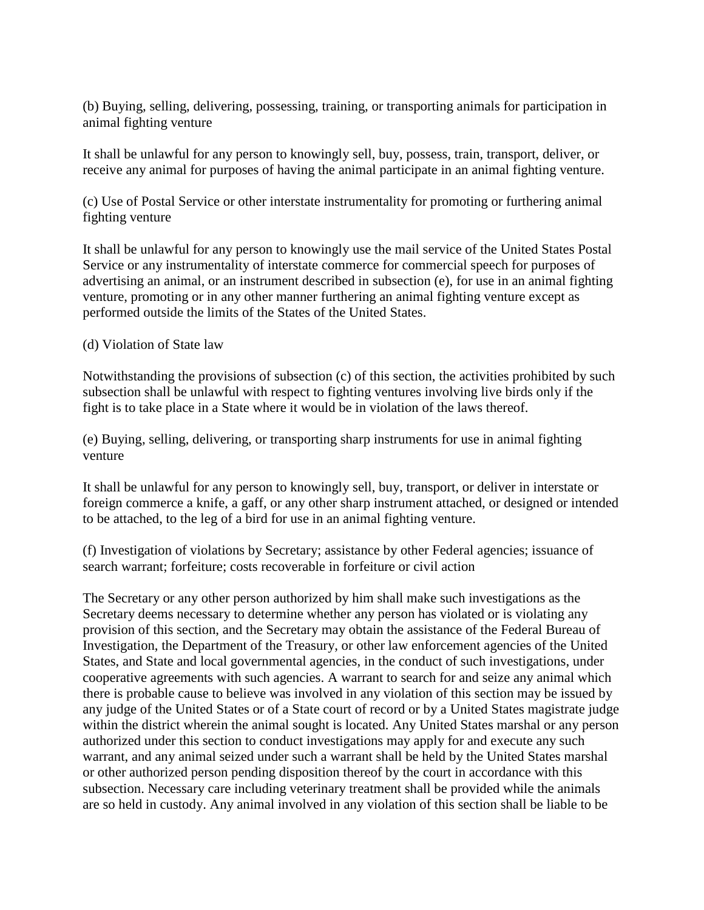(b) Buying, selling, delivering, possessing, training, or transporting animals for participation in animal fighting venture

It shall be unlawful for any person to knowingly sell, buy, possess, train, transport, deliver, or receive any animal for purposes of having the animal participate in an animal fighting venture.

(c) Use of Postal Service or other interstate instrumentality for promoting or furthering animal fighting venture

It shall be unlawful for any person to knowingly use the mail service of the United States Postal Service or any instrumentality of interstate commerce for commercial speech for purposes of advertising an animal, or an instrument described in subsection (e), for use in an animal fighting venture, promoting or in any other manner furthering an animal fighting venture except as performed outside the limits of the States of the United States.

(d) Violation of State law

Notwithstanding the provisions of subsection (c) of this section, the activities prohibited by such subsection shall be unlawful with respect to fighting ventures involving live birds only if the fight is to take place in a State where it would be in violation of the laws thereof.

(e) Buying, selling, delivering, or transporting sharp instruments for use in animal fighting venture

It shall be unlawful for any person to knowingly sell, buy, transport, or deliver in interstate or foreign commerce a knife, a gaff, or any other sharp instrument attached, or designed or intended to be attached, to the leg of a bird for use in an animal fighting venture.

(f) Investigation of violations by Secretary; assistance by other Federal agencies; issuance of search warrant; forfeiture; costs recoverable in forfeiture or civil action

The Secretary or any other person authorized by him shall make such investigations as the Secretary deems necessary to determine whether any person has violated or is violating any provision of this section, and the Secretary may obtain the assistance of the Federal Bureau of Investigation, the Department of the Treasury, or other law enforcement agencies of the United States, and State and local governmental agencies, in the conduct of such investigations, under cooperative agreements with such agencies. A warrant to search for and seize any animal which there is probable cause to believe was involved in any violation of this section may be issued by any judge of the United States or of a State court of record or by a United States magistrate judge within the district wherein the animal sought is located. Any United States marshal or any person authorized under this section to conduct investigations may apply for and execute any such warrant, and any animal seized under such a warrant shall be held by the United States marshal or other authorized person pending disposition thereof by the court in accordance with this subsection. Necessary care including veterinary treatment shall be provided while the animals are so held in custody. Any animal involved in any violation of this section shall be liable to be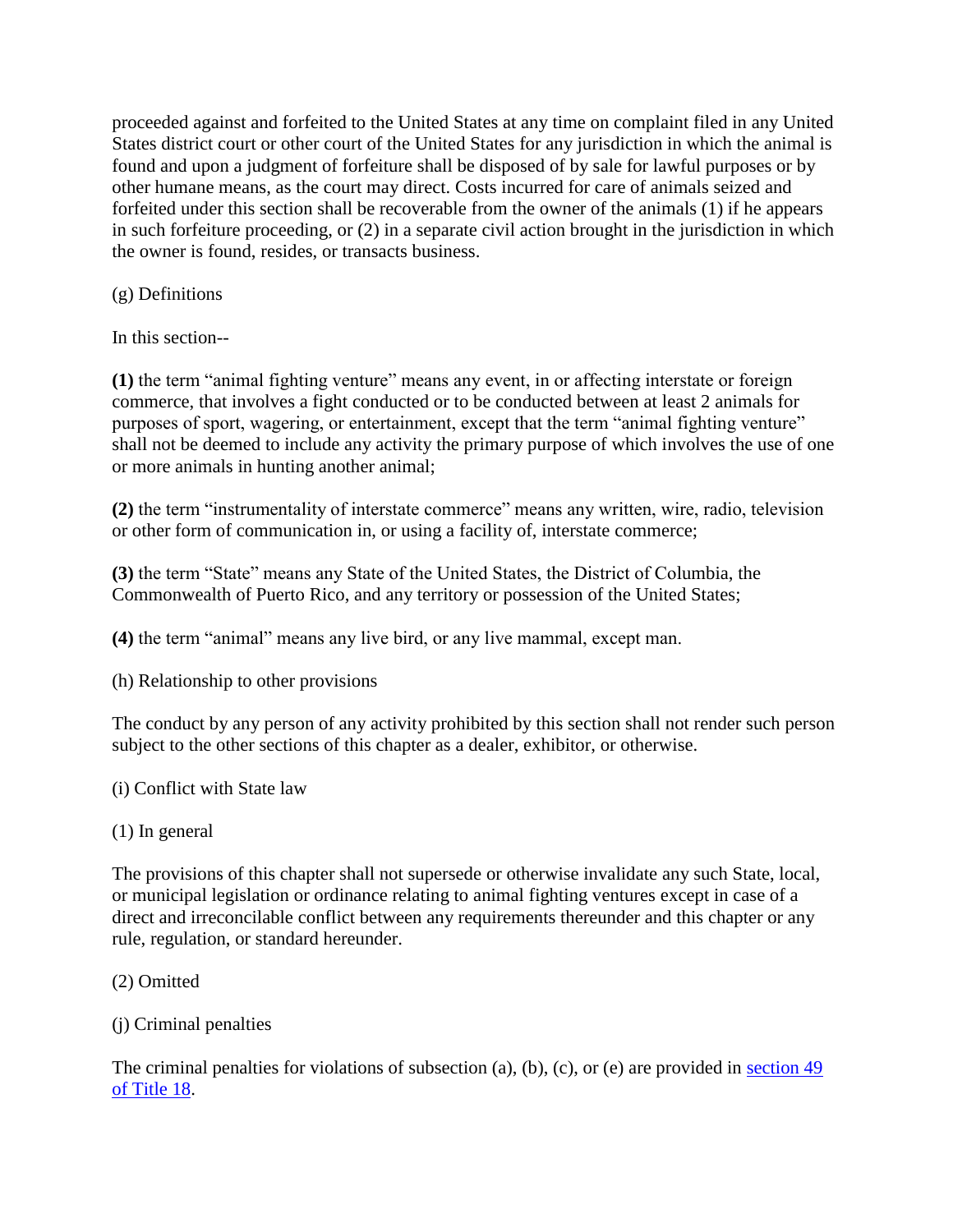proceeded against and forfeited to the United States at any time on complaint filed in any United States district court or other court of the United States for any jurisdiction in which the animal is found and upon a judgment of forfeiture shall be disposed of by sale for lawful purposes or by other humane means, as the court may direct. Costs incurred for care of animals seized and forfeited under this section shall be recoverable from the owner of the animals (1) if he appears in such forfeiture proceeding, or (2) in a separate civil action brought in the jurisdiction in which the owner is found, resides, or transacts business.

(g) Definitions

In this section--

**(1)** the term "animal fighting venture" means any event, in or affecting interstate or foreign commerce, that involves a fight conducted or to be conducted between at least 2 animals for purposes of sport, wagering, or entertainment, except that the term "animal fighting venture" shall not be deemed to include any activity the primary purpose of which involves the use of one or more animals in hunting another animal;

**(2)** the term "instrumentality of interstate commerce" means any written, wire, radio, television or other form of communication in, or using a facility of, interstate commerce;

**(3)** the term "State" means any State of the United States, the District of Columbia, the Commonwealth of Puerto Rico, and any territory or possession of the United States;

**(4)** the term "animal" means any live bird, or any live mammal, except man.

(h) Relationship to other provisions

The conduct by any person of any activity prohibited by this section shall not render such person subject to the other sections of this chapter as a dealer, exhibitor, or otherwise.

(i) Conflict with State law

(1) In general

The provisions of this chapter shall not supersede or otherwise invalidate any such State, local, or municipal legislation or ordinance relating to animal fighting ventures except in case of a direct and irreconcilable conflict between any requirements thereunder and this chapter or any rule, regulation, or standard hereunder.

(2) Omitted

(j) Criminal penalties

The criminal penalties for violations of subsection (a), (b), (c), or (e) are provided in [section 49 of Title 18](#).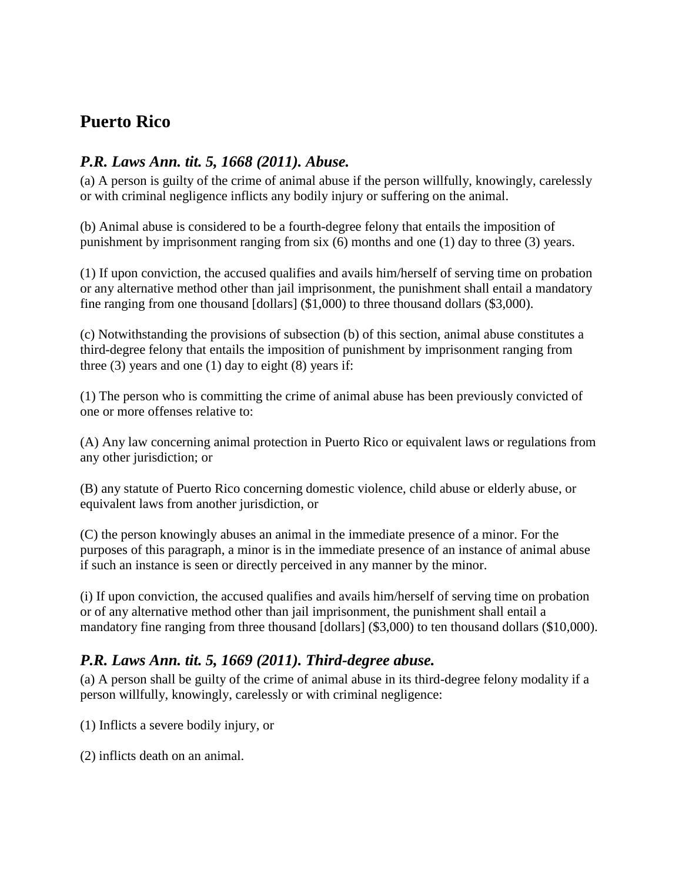## Puerto Rico

### *P.R. Laws Ann. tit. 5, 1668 (2011). Abuse.*

(a) A person is guilty of the crime of animal abuse if the person willfully, knowingly, carelessly or with criminal negligence inflicts any bodily injury or suffering on the animal.

(b) Animal abuse is considered to be a fourth-degree felony that entails the imposition of punishment by imprisonment ranging from six (6) months and one (1) day to three (3) years.

(1) If upon conviction, the accused qualifies and avails him/herself of serving time on probation or any alternative method other than jail imprisonment, the punishment shall entail a mandatory fine ranging from one thousand [dollars] ($1,000) to three thousand dollars ($3,000).

(c) Notwithstanding the provisions of subsection (b) of this section, animal abuse constitutes a third-degree felony that entails the imposition of punishment by imprisonment ranging from three (3) years and one (1) day to eight (8) years if:

(1) The person who is committing the crime of animal abuse has been previously convicted of one or more offenses relative to:

(A) Any law concerning animal protection in Puerto Rico or equivalent laws or regulations from any other jurisdiction; or

(B) any statute of Puerto Rico concerning domestic violence, child abuse or elderly abuse, or equivalent laws from another jurisdiction, or

(C) the person knowingly abuses an animal in the immediate presence of a minor. For the purposes of this paragraph, a minor is in the immediate presence of an instance of animal abuse if such an instance is seen or directly perceived in any manner by the minor.

(i) If upon conviction, the accused qualifies and avails him/herself of serving time on probation or of any alternative method other than jail imprisonment, the punishment shall entail a mandatory fine ranging from three thousand [dollars] ($3,000) to ten thousand dollars ($10,000).

### *P.R. Laws Ann. tit. 5, 1669 (2011). Third-degree abuse.*

(a) A person shall be guilty of the crime of animal abuse in its third-degree felony modality if a person willfully, knowingly, carelessly or with criminal negligence:

(1) Inflicts a severe bodily injury, or

(2) inflicts death on an animal.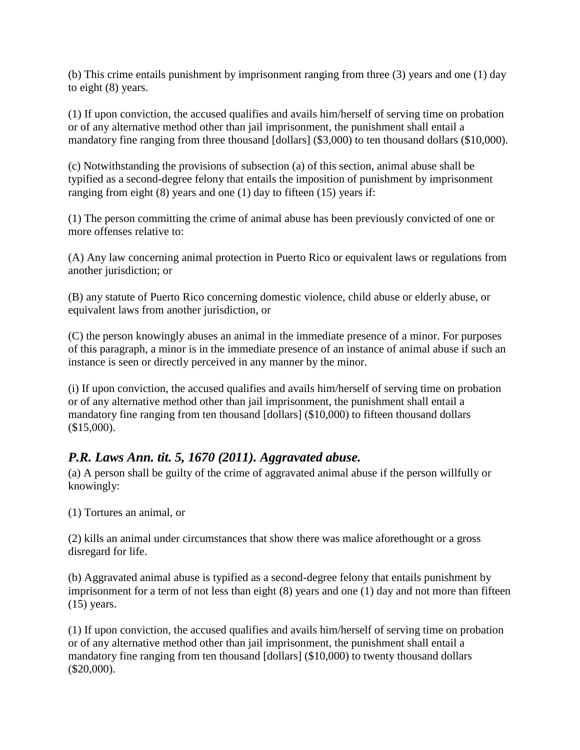(b) This crime entails punishment by imprisonment ranging from three (3) years and one (1) day to eight (8) years.

(1) If upon conviction, the accused qualifies and avails him/herself of serving time on probation or of any alternative method other than jail imprisonment, the punishment shall entail a mandatory fine ranging from three thousand [dollars] ($3,000) to ten thousand dollars ($10,000).

(c) Notwithstanding the provisions of subsection (a) of this section, animal abuse shall be typified as a second-degree felony that entails the imposition of punishment by imprisonment ranging from eight (8) years and one (1) day to fifteen (15) years if:

(1) The person committing the crime of animal abuse has been previously convicted of one or more offenses relative to:

(A) Any law concerning animal protection in Puerto Rico or equivalent laws or regulations from another jurisdiction; or

(B) any statute of Puerto Rico concerning domestic violence, child abuse or elderly abuse, or equivalent laws from another jurisdiction, or

(C) the person knowingly abuses an animal in the immediate presence of a minor. For purposes of this paragraph, a minor is in the immediate presence of an instance of animal abuse if such an instance is seen or directly perceived in any manner by the minor.

(i) If upon conviction, the accused qualifies and avails him/herself of serving time on probation or of any alternative method other than jail imprisonment, the punishment shall entail a mandatory fine ranging from ten thousand [dollars] ($10,000) to fifteen thousand dollars ($15,000).

### *P.R. Laws Ann. tit. 5, 1670 (2011). Aggravated abuse.*

(a) A person shall be guilty of the crime of aggravated animal abuse if the person willfully or knowingly:

(1) Tortures an animal, or

(2) kills an animal under circumstances that show there was malice aforethought or a gross disregard for life.

(b) Aggravated animal abuse is typified as a second-degree felony that entails punishment by imprisonment for a term of not less than eight (8) years and one (1) day and not more than fifteen (15) years.

(1) If upon conviction, the accused qualifies and avails him/herself of serving time on probation or of any alternative method other than jail imprisonment, the punishment shall entail a mandatory fine ranging from ten thousand [dollars] ($10,000) to twenty thousand dollars ($20,000).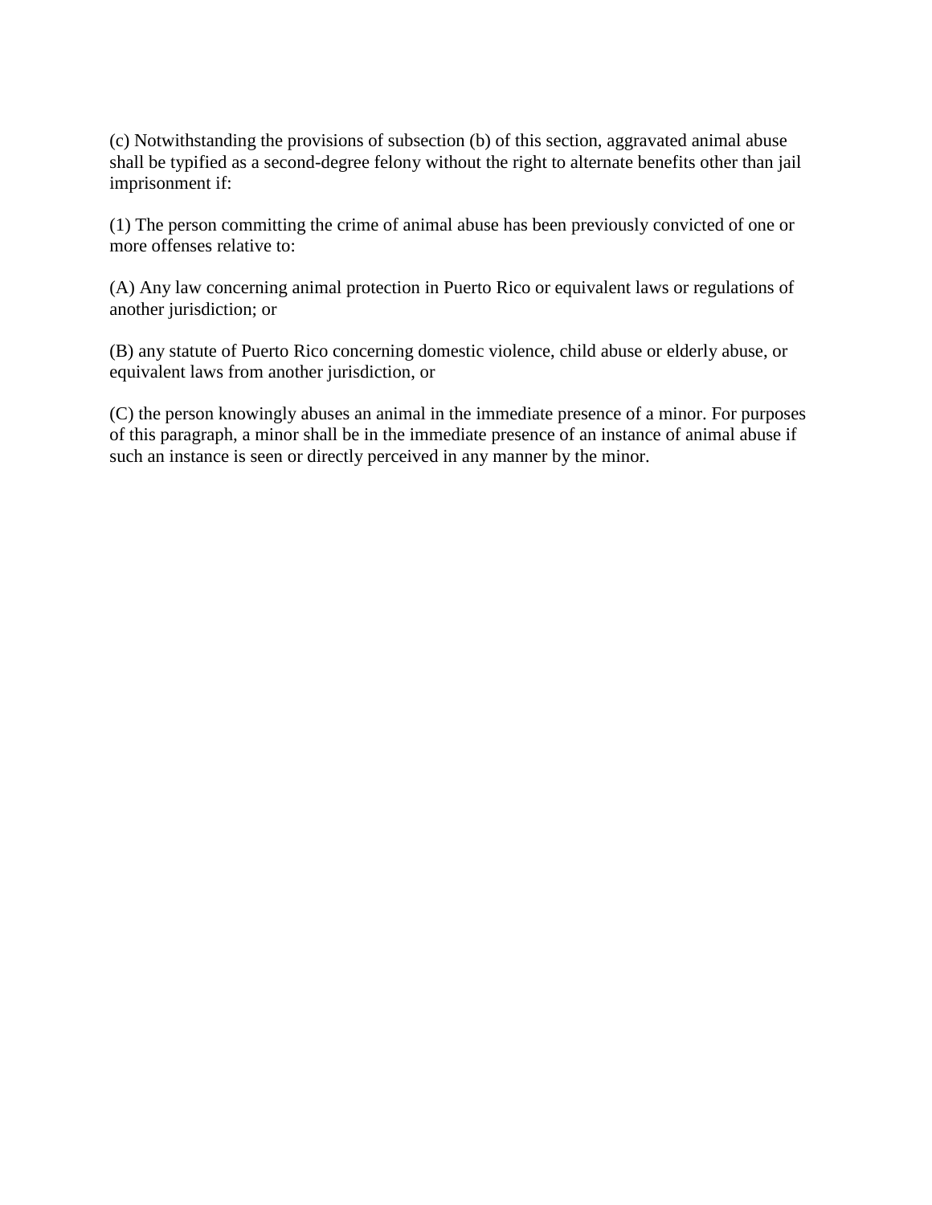(c) Notwithstanding the provisions of subsection (b) of this section, aggravated animal abuse shall be typified as a second-degree felony without the right to alternate benefits other than jail imprisonment if:

(1) The person committing the crime of animal abuse has been previously convicted of one or more offenses relative to:

(A) Any law concerning animal protection in Puerto Rico or equivalent laws or regulations of another jurisdiction; or

(B) any statute of Puerto Rico concerning domestic violence, child abuse or elderly abuse, or equivalent laws from another jurisdiction, or

(C) the person knowingly abuses an animal in the immediate presence of a minor. For purposes of this paragraph, a minor shall be in the immediate presence of an instance of animal abuse if such an instance is seen or directly perceived in any manner by the minor.